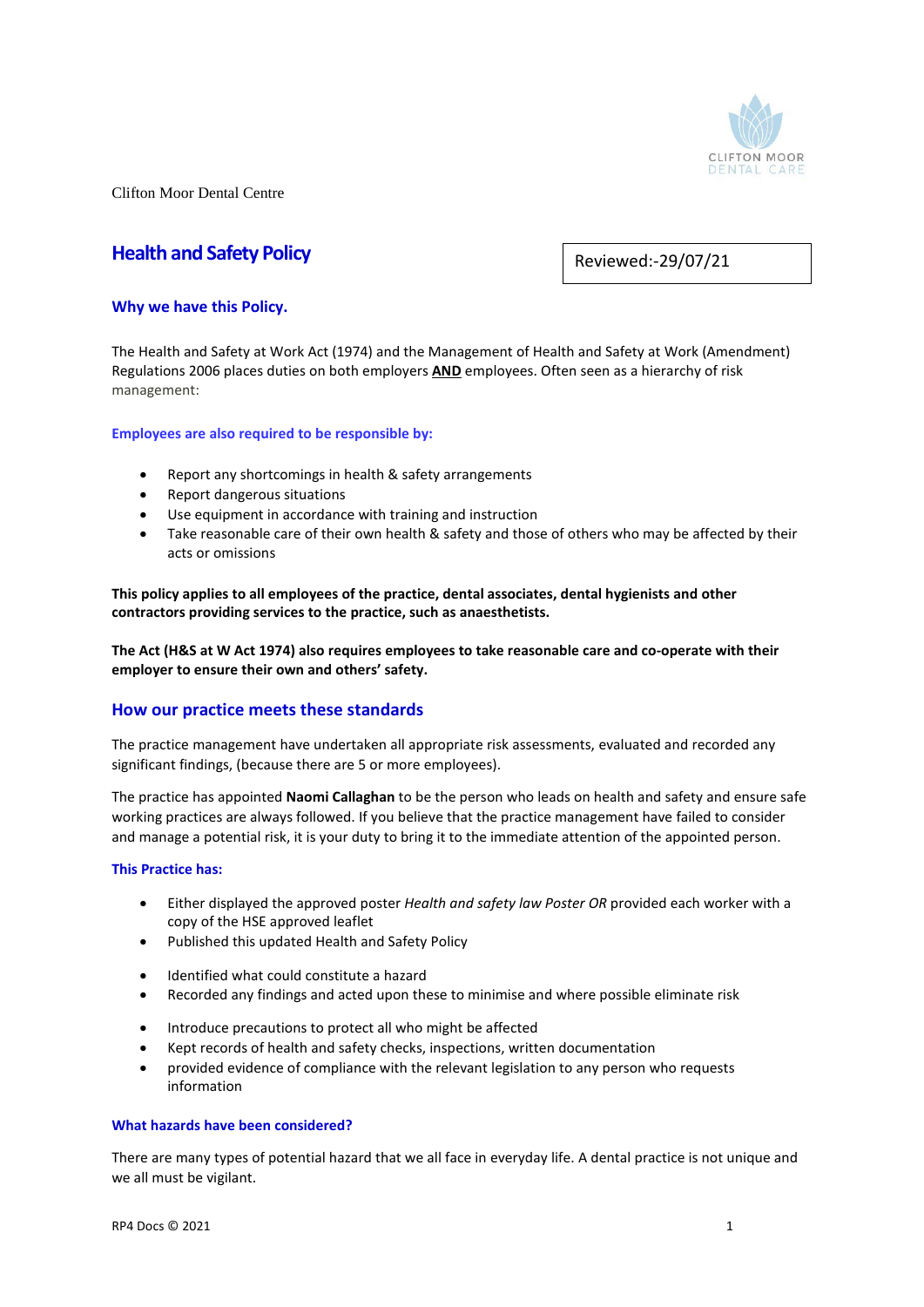Clifton Moor Dental Centre

# Health and Safety Policy

Reviewed:-29/07/21

## Why we have this Policy.

The Health and Safety at Work Act (1974) and the Management of Health and Safety at Work (Amendment) Regulations 2006 places duties on both employers **AND** employees. Often seen as a hierarchy of risk management:

### Employees are also required to be responsible by:

- Report any shortcomings in health & safety arrangements
- Report dangerous situations
- Use equipment in accordance with training and instruction
- Take reasonable care of their own health & safety and those of others who may be affected by their acts or omissions

**This policy applies to all employees of the practice, dental associates, dental hygienists and other contractors providing services to the practice, such as anaesthetists.**

**The Act (H&S at W Act 1974) also requires employees to take reasonable care and co-operate with their employer to ensure their own and others' safety.**

## How our practice meets these standards

The practice management have undertaken all appropriate risk assessments, evaluated and recorded any significant findings, (because there are 5 or more employees).

The practice has appointed **Naomi Callaghan** to be the person who leads on health and safety and ensure safe working practices are always followed. If you believe that the practice management have failed to consider and manage a potential risk, it is your duty to bring it to the immediate attention of the appointed person.

### This Practice has:

- Either displayed the approved poster *Health and safety law Poster OR* provided each worker with a copy of the HSE approved leaflet
- Published this updated Health and Safety Policy

- Identified what could constitute a hazard
- Recorded any findings and acted upon these to minimise and where possible eliminate risk

- Introduce precautions to protect all who might be affected
- Kept records of health and safety checks, inspections, written documentation
- provided evidence of compliance with the relevant legislation to any person who requests information

### What hazards have been considered?

There are many types of potential hazard that we all face in everyday life. A dental practice is not unique and we all must be vigilant.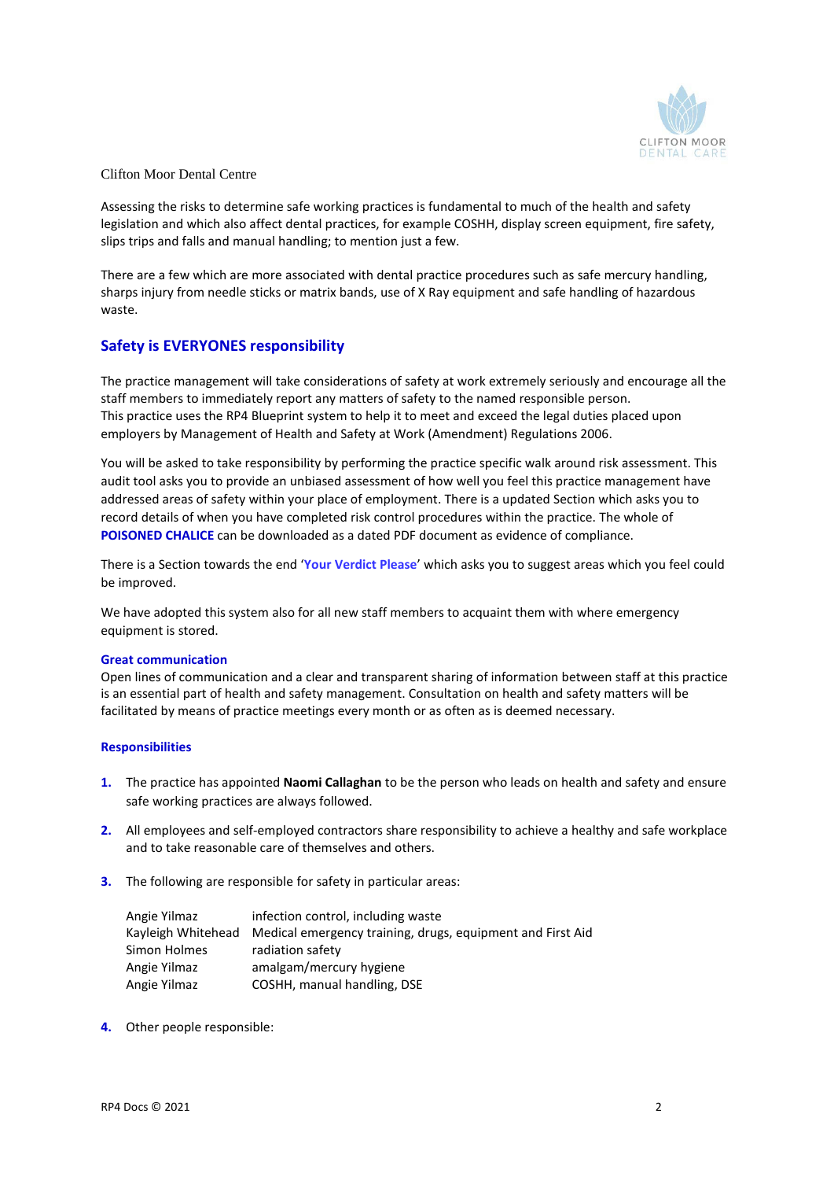Clifton Moor Dental Centre

Assessing the risks to determine safe working practices is fundamental to much of the health and safety legislation and which also affect dental practices, for example COSHH, display screen equipment, fire safety, slips trips and falls and manual handling; to mention just a few.

There are a few which are more associated with dental practice procedures such as safe mercury handling, sharps injury from needle sticks or matrix bands, use of X Ray equipment and safe handling of hazardous waste.

## Safety is EVERYONES responsibility

The practice management will take considerations of safety at work extremely seriously and encourage all the staff members to immediately report any matters of safety to the named responsible person.
This practice uses the RP4 Blueprint system to help it to meet and exceed the legal duties placed upon employers by Management of Health and Safety at Work (Amendment) Regulations 2006.

You will be asked to take responsibility by performing the practice specific walk around risk assessment. This audit tool asks you to provide an unbiased assessment of how well you feel this practice management have addressed areas of safety within your place of employment. There is a updated Section which asks you to record details of when you have completed risk control procedures within the practice. The whole of **POISONED CHALICE** can be downloaded as a dated PDF document as evidence of compliance.

There is a Section towards the end '**Your Verdict Please**' which asks you to suggest areas which you feel could be improved.

We have adopted this system also for all new staff members to acquaint them with where emergency equipment is stored.

### Great communication

Open lines of communication and a clear and transparent sharing of information between staff at this practice is an essential part of health and safety management. Consultation on health and safety matters will be facilitated by means of practice meetings every month or as often as is deemed necessary.

### Responsibilities

1. The practice has appointed **Naomi Callaghan** to be the person who leads on health and safety and ensure safe working practices are always followed.

2. All employees and self-employed contractors share responsibility to achieve a healthy and safe workplace and to take reasonable care of themselves and others.

3. The following are responsible for safety in particular areas:

| | |
|---|---|
| Angie Yilmaz | infection control, including waste |
| Kayleigh Whitehead | Medical emergency training, drugs, equipment and First Aid |
| Simon Holmes | radiation safety |
| Angie Yilmaz | amalgam/mercury hygiene |
| Angie Yilmaz | COSHH, manual handling, DSE |

4. Other people responsible: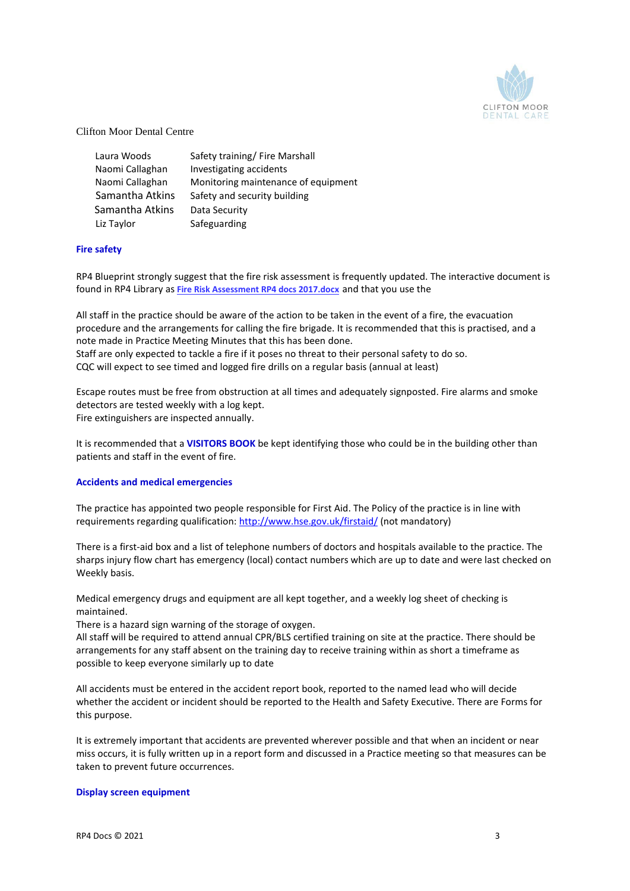Clifton Moor Dental Centre

| | |
|---|---|
| Laura Woods | Safety training/ Fire Marshall |
| Naomi Callaghan | Investigating accidents |
| Naomi Callaghan | Monitoring maintenance of equipment |
| Samantha Atkins | Safety and security building |
| Samantha Atkins | Data Security |
| Liz Taylor | Safeguarding |

### Fire safety

RP4 Blueprint strongly suggest that the fire risk assessment is frequently updated. The interactive document is found in RP4 Library as **Fire Risk Assessment RP4 docs 2017.docx** and that you use the

All staff in the practice should be aware of the action to be taken in the event of a fire, the evacuation procedure and the arrangements for calling the fire brigade. It is recommended that this is practised, and a note made in Practice Meeting Minutes that this has been done.
Staff are only expected to tackle a fire if it poses no threat to their personal safety to do so.
CQC will expect to see timed and logged fire drills on a regular basis (annual at least)

Escape routes must be free from obstruction at all times and adequately signposted. Fire alarms and smoke detectors are tested weekly with a log kept.
Fire extinguishers are inspected annually.

It is recommended that a **VISITORS BOOK** be kept identifying those who could be in the building other than patients and staff in the event of fire.

### Accidents and medical emergencies

The practice has appointed two people responsible for First Aid. The Policy of the practice is in line with requirements regarding qualification: http://www.hse.gov.uk/firstaid/ (not mandatory)

There is a first-aid box and a list of telephone numbers of doctors and hospitals available to the practice. The sharps injury flow chart has emergency (local) contact numbers which are up to date and were last checked on Weekly basis.

Medical emergency drugs and equipment are all kept together, and a weekly log sheet of checking is maintained.
There is a hazard sign warning of the storage of oxygen.
All staff will be required to attend annual CPR/BLS certified training on site at the practice. There should be arrangements for any staff absent on the training day to receive training within as short a timeframe as possible to keep everyone similarly up to date

All accidents must be entered in the accident report book, reported to the named lead who will decide whether the accident or incident should be reported to the Health and Safety Executive. There are Forms for this purpose.

It is extremely important that accidents are prevented wherever possible and that when an incident or near miss occurs, it is fully written up in a report form and discussed in a Practice meeting so that measures can be taken to prevent future occurrences.

### Display screen equipment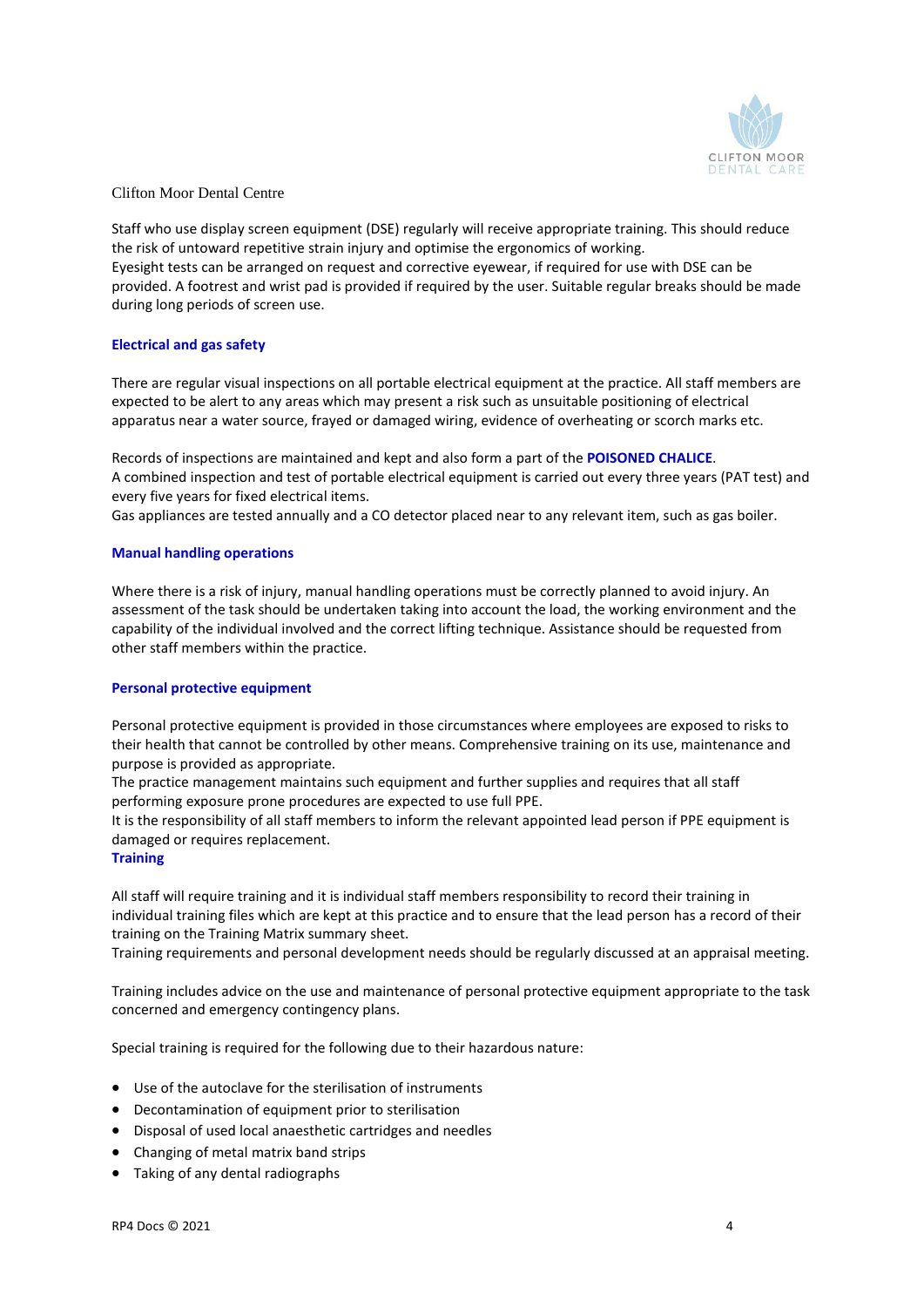Clifton Moor Dental Centre

Staff who use display screen equipment (DSE) regularly will receive appropriate training. This should reduce the risk of untoward repetitive strain injury and optimise the ergonomics of working.
Eyesight tests can be arranged on request and corrective eyewear, if required for use with DSE can be provided. A footrest and wrist pad is provided if required by the user. Suitable regular breaks should be made during long periods of screen use.

### Electrical and gas safety

There are regular visual inspections on all portable electrical equipment at the practice. All staff members are expected to be alert to any areas which may present a risk such as unsuitable positioning of electrical apparatus near a water source, frayed or damaged wiring, evidence of overheating or scorch marks etc.

Records of inspections are maintained and kept and also form a part of the **POISONED CHALICE**.
A combined inspection and test of portable electrical equipment is carried out every three years (PAT test) and every five years for fixed electrical items.
Gas appliances are tested annually and a CO detector placed near to any relevant item, such as gas boiler.

### Manual handling operations

Where there is a risk of injury, manual handling operations must be correctly planned to avoid injury. An assessment of the task should be undertaken taking into account the load, the working environment and the capability of the individual involved and the correct lifting technique. Assistance should be requested from other staff members within the practice.

### Personal protective equipment

Personal protective equipment is provided in those circumstances where employees are exposed to risks to their health that cannot be controlled by other means. Comprehensive training on its use, maintenance and purpose is provided as appropriate.
The practice management maintains such equipment and further supplies and requires that all staff performing exposure prone procedures are expected to use full PPE.
It is the responsibility of all staff members to inform the relevant appointed lead person if PPE equipment is damaged or requires replacement.

### Training

All staff will require training and it is individual staff members responsibility to record their training in individual training files which are kept at this practice and to ensure that the lead person has a record of their training on the Training Matrix summary sheet.
Training requirements and personal development needs should be regularly discussed at an appraisal meeting.

Training includes advice on the use and maintenance of personal protective equipment appropriate to the task concerned and emergency contingency plans.

Special training is required for the following due to their hazardous nature:

- Use of the autoclave for the sterilisation of instruments
- Decontamination of equipment prior to sterilisation
- Disposal of used local anaesthetic cartridges and needles
- Changing of metal matrix band strips
- Taking of any dental radiographs

RP4 Docs © 2021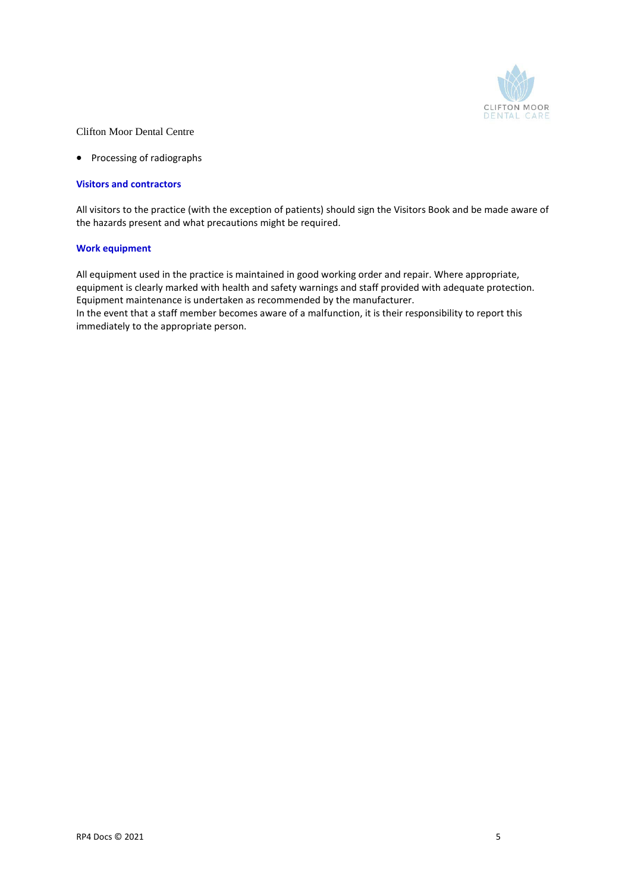- Processing of radiographs

### Visitors and contractors

All visitors to the practice (with the exception of patients) should sign the Visitors Book and be made aware of the hazards present and what precautions might be required.

### Work equipment

All equipment used in the practice is maintained in good working order and repair. Where appropriate, equipment is clearly marked with health and safety warnings and staff provided with adequate protection. Equipment maintenance is undertaken as recommended by the manufacturer.
In the event that a staff member becomes aware of a malfunction, it is their responsibility to report this immediately to the appropriate person.